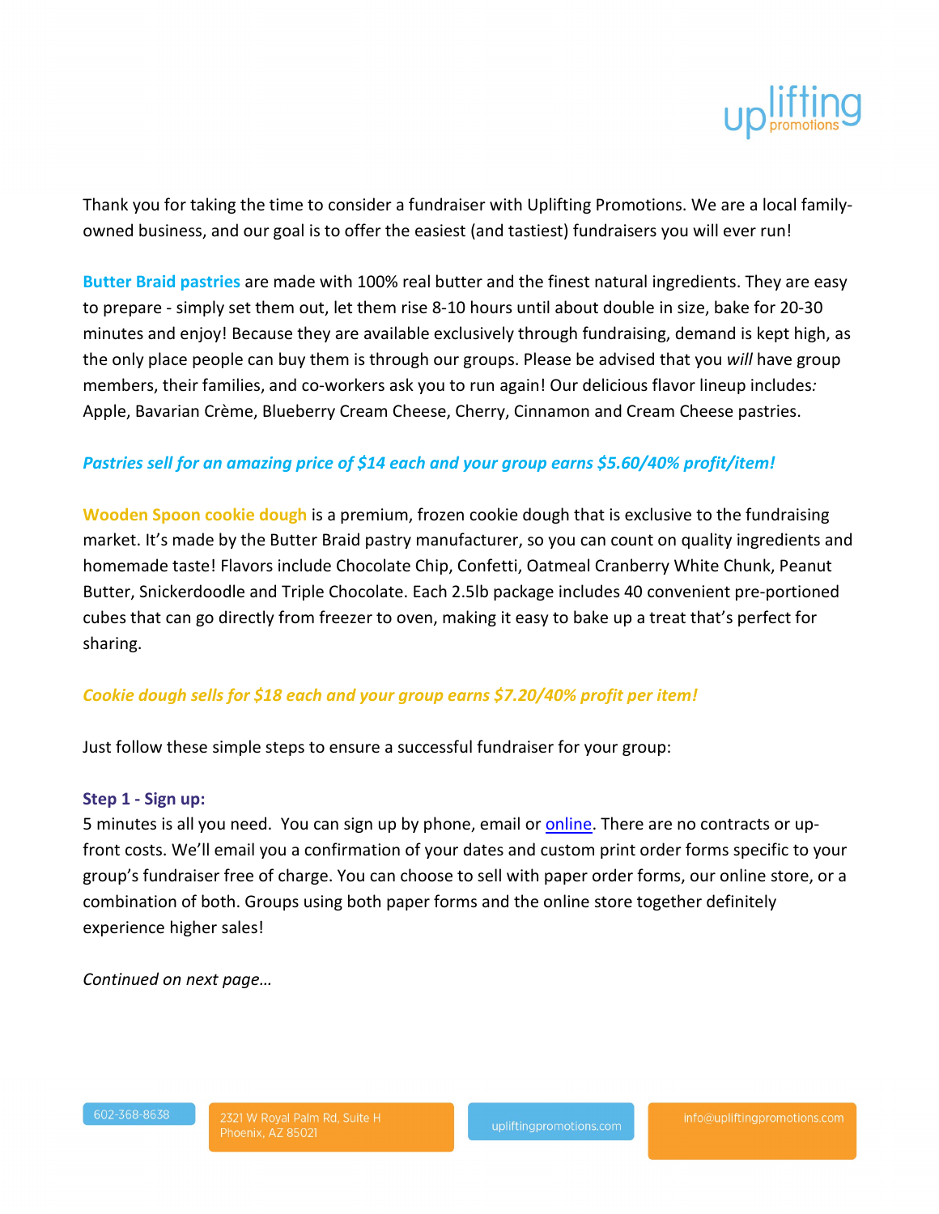Thank you for taking the time to consider a fundraiser with Uplifting Promotions. We are a local family-owned business, and our goal is to offer the easiest (and tastiest) fundraisers you will ever run!

**Butter Braid pastries** are made with 100% real butter and the finest natural ingredients. They are easy to prepare - simply set them out, let them rise 8-10 hours until about double in size, bake for 20-30 minutes and enjoy! Because they are available exclusively through fundraising, demand is kept high, as the only place people can buy them is through our groups. Please be advised that you *will* have group members, their families, and co-workers ask you to run again! Our delicious flavor lineup includes: Apple, Bavarian Crème, Blueberry Cream Cheese, Cherry, Cinnamon and Cream Cheese pastries.

***Pastries sell for an amazing price of $14 each and your group earns $5.60/40% profit/item!***

**Wooden Spoon cookie dough** is a premium, frozen cookie dough that is exclusive to the fundraising market. It's made by the Butter Braid pastry manufacturer, so you can count on quality ingredients and homemade taste! Flavors include Chocolate Chip, Confetti, Oatmeal Cranberry White Chunk, Peanut Butter, Snickerdoodle and Triple Chocolate. Each 2.5lb package includes 40 convenient pre-portioned cubes that can go directly from freezer to oven, making it easy to bake up a treat that's perfect for sharing.

***Cookie dough sells for $18 each and your group earns $7.20/40% profit per item!***

Just follow these simple steps to ensure a successful fundraiser for your group:

**Step 1 - Sign up:**
5 minutes is all you need. You can sign up by phone, email or online. There are no contracts or up-front costs. We'll email you a confirmation of your dates and custom print order forms specific to your group's fundraiser free of charge. You can choose to sell with paper order forms, our online store, or a combination of both. Groups using both paper forms and the online store together definitely experience higher sales!

*Continued on next page…*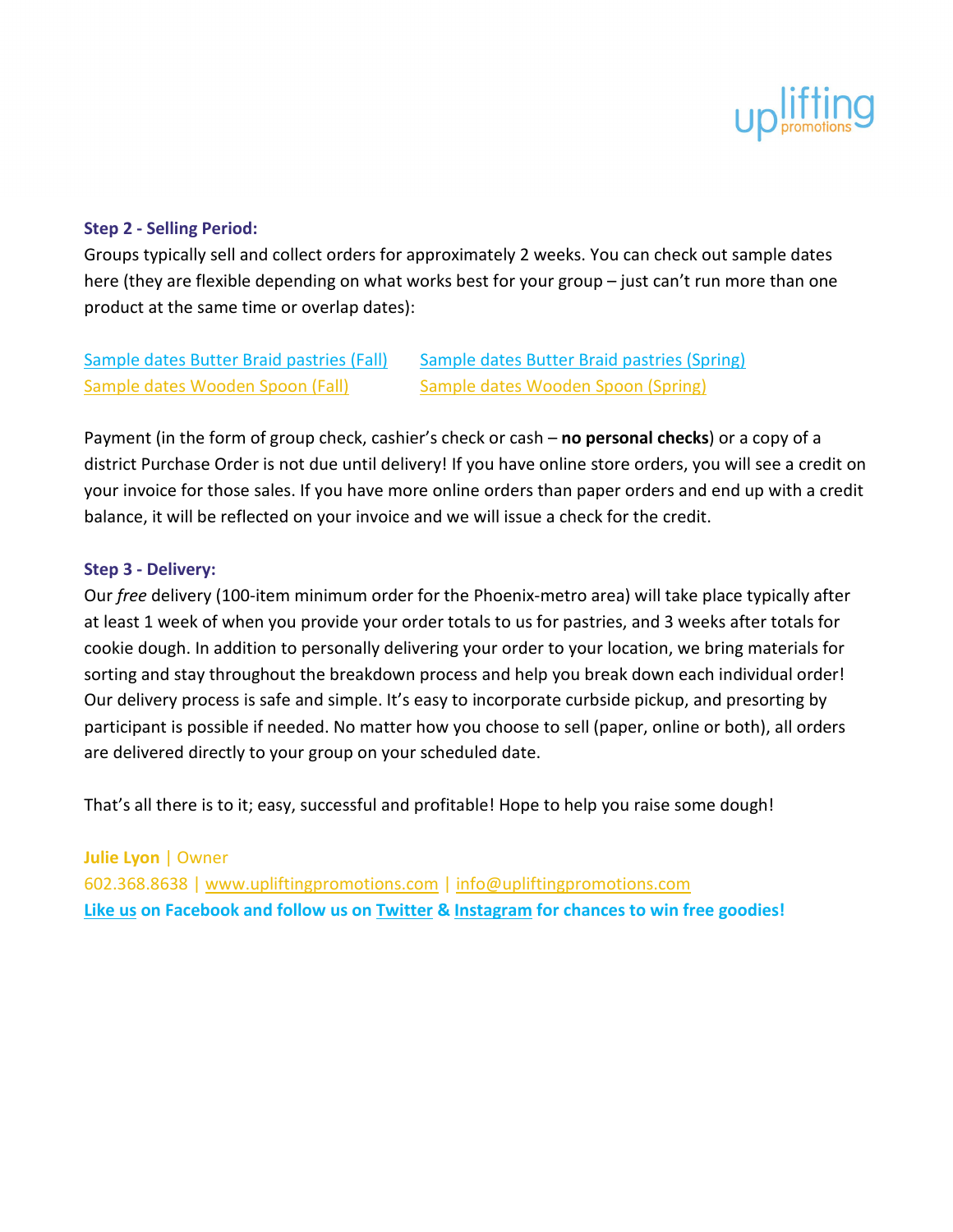**Step 2 - Selling Period:**

Groups typically sell and collect orders for approximately 2 weeks. You can check out sample dates here (they are flexible depending on what works best for your group – just can't run more than one product at the same time or overlap dates):

Sample dates Butter Braid pastries (Fall)
Sample dates Butter Braid pastries (Spring)
Sample dates Wooden Spoon (Fall)
Sample dates Wooden Spoon (Spring)

Payment (in the form of group check, cashier's check or cash – **no personal checks**) or a copy of a district Purchase Order is not due until delivery! If you have online store orders, you will see a credit on your invoice for those sales. If you have more online orders than paper orders and end up with a credit balance, it will be reflected on your invoice and we will issue a check for the credit.

**Step 3 - Delivery:**

Our *free* delivery (100-item minimum order for the Phoenix-metro area) will take place typically after at least 1 week of when you provide your order totals to us for pastries, and 3 weeks after totals for cookie dough. In addition to personally delivering your order to your location, we bring materials for sorting and stay throughout the breakdown process and help you break down each individual order! Our delivery process is safe and simple. It's easy to incorporate curbside pickup, and presorting by participant is possible if needed. No matter how you choose to sell (paper, online or both), all orders are delivered directly to your group on your scheduled date.

That's all there is to it; easy, successful and profitable! Hope to help you raise some dough!

**Julie Lyon** | Owner
602.368.8638 | www.upliftingpromotions.com | info@upliftingpromotions.com
**Like us on Facebook and follow us on Twitter & Instagram for chances to win free goodies!**